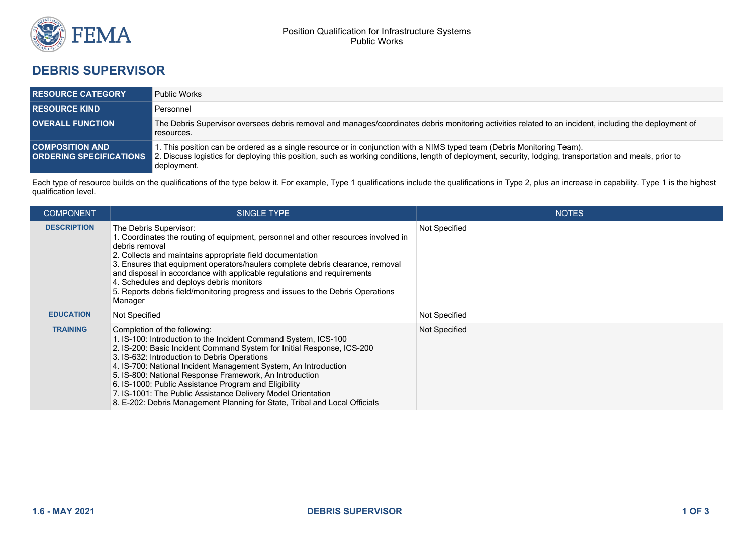Position Qualification for Infrastructure Systems
Public Works

# DEBRIS SUPERVISOR

| | |
|---|---|
| **RESOURCE CATEGORY** | Public Works |
| **RESOURCE KIND** | Personnel |
| **OVERALL FUNCTION** | The Debris Supervisor oversees debris removal and manages/coordinates debris monitoring activities related to an incident, including the deployment of resources. |
| **COMPOSITION AND ORDERING SPECIFICATIONS** | 1. This position can be ordered as a single resource or in conjunction with a NIMS typed team (Debris Monitoring Team).<br>2. Discuss logistics for deploying this position, such as working conditions, length of deployment, security, lodging, transportation and meals, prior to deployment. |

Each type of resource builds on the qualifications of the type below it. For example, Type 1 qualifications include the qualifications in Type 2, plus an increase in capability. Type 1 is the highest qualification level.

| COMPONENT | SINGLE TYPE | NOTES |
|---|---|---|
| **DESCRIPTION** | The Debris Supervisor:<br>1. Coordinates the routing of equipment, personnel and other resources involved in debris removal<br>2. Collects and maintains appropriate field documentation<br>3. Ensures that equipment operators/haulers complete debris clearance, removal and disposal in accordance with applicable regulations and requirements<br>4. Schedules and deploys debris monitors<br>5. Reports debris field/monitoring progress and issues to the Debris Operations Manager | Not Specified |
| **EDUCATION** | Not Specified | Not Specified |
| **TRAINING** | Completion of the following:<br>1. IS-100: Introduction to the Incident Command System, ICS-100<br>2. IS-200: Basic Incident Command System for Initial Response, ICS-200<br>3. IS-632: Introduction to Debris Operations<br>4. IS-700: National Incident Management System, An Introduction<br>5. IS-800: National Response Framework, An Introduction<br>6. IS-1000: Public Assistance Program and Eligibility<br>7. IS-1001: The Public Assistance Delivery Model Orientation<br>8. E-202: Debris Management Planning for State, Tribal and Local Officials | Not Specified |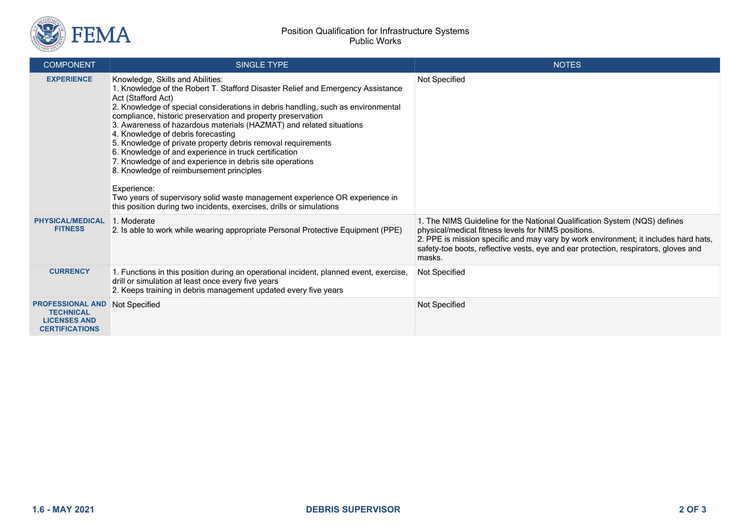| COMPONENT | SINGLE TYPE | NOTES |
|---|---|---|
| **EXPERIENCE** | Knowledge, Skills and Abilities:<br>1. Knowledge of the Robert T. Stafford Disaster Relief and Emergency Assistance Act (Stafford Act)<br>2. Knowledge of special considerations in debris handling, such as environmental compliance, historic preservation and property preservation<br>3. Awareness of hazardous materials (HAZMAT) and related situations<br>4. Knowledge of debris forecasting<br>5. Knowledge of private property debris removal requirements<br>6. Knowledge of and experience in truck certification<br>7. Knowledge of and experience in debris site operations<br>8. Knowledge of reimbursement principles<br><br>Experience:<br>Two years of supervisory solid waste management experience OR experience in this position during two incidents, exercises, drills or simulations | Not Specified |
| **PHYSICAL/MEDICAL FITNESS** | 1. Moderate<br>2. Is able to work while wearing appropriate Personal Protective Equipment (PPE) | 1. The NIMS Guideline for the National Qualification System (NQS) defines physical/medical fitness levels for NIMS positions.<br>2. PPE is mission specific and may vary by work environment; it includes hard hats, safety-toe boots, reflective vests, eye and ear protection, respirators, gloves and masks. |
| **CURRENCY** | 1. Functions in this position during an operational incident, planned event, exercise, drill or simulation at least once every five years<br>2. Keeps training in debris management updated every five years | Not Specified |
| **PROFESSIONAL AND TECHNICAL LICENSES AND CERTIFICATIONS** | Not Specified | Not Specified |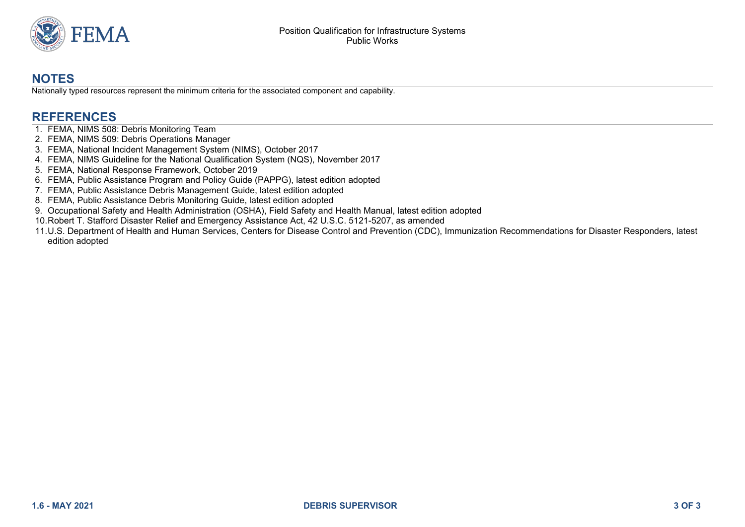## NOTES

Nationally typed resources represent the minimum criteria for the associated component and capability.

## REFERENCES

1. FEMA, NIMS 508: Debris Monitoring Team
2. FEMA, NIMS 509: Debris Operations Manager
3. FEMA, National Incident Management System (NIMS), October 2017
4. FEMA, NIMS Guideline for the National Qualification System (NQS), November 2017
5. FEMA, National Response Framework, October 2019
6. FEMA, Public Assistance Program and Policy Guide (PAPPG), latest edition adopted
7. FEMA, Public Assistance Debris Management Guide, latest edition adopted
8. FEMA, Public Assistance Debris Monitoring Guide, latest edition adopted
9. Occupational Safety and Health Administration (OSHA), Field Safety and Health Manual, latest edition adopted
10. Robert T. Stafford Disaster Relief and Emergency Assistance Act, 42 U.S.C. 5121-5207, as amended
11. U.S. Department of Health and Human Services, Centers for Disease Control and Prevention (CDC), Immunization Recommendations for Disaster Responders, latest edition adopted